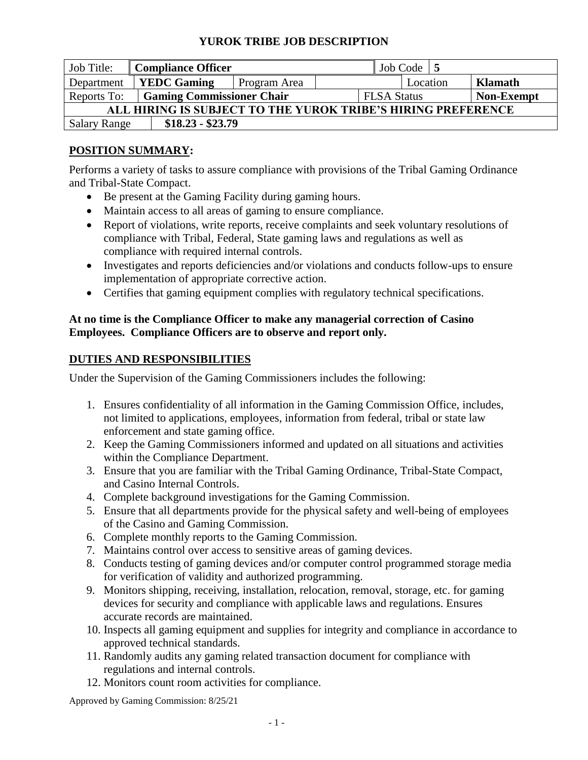# YUROK TRIBE JOB DESCRIPTION

| Job Title: | **Compliance Officer** | | | Job Code | **5** |
|---|---|---|---|---|---|
| Department | **YEDC Gaming** | Program Area | | Location | **Klamath** |
| Reports To: | **Gaming Commissioner Chair** | | | FLSA Status | **Non-Exempt** |
| **ALL HIRING IS SUBJECT TO THE YUROK TRIBE'S HIRING PREFERENCE** | | | | | |
| Salary Range | **$18.23 - $23.79** | | | | |

## POSITION SUMMARY:

Performs a variety of tasks to assure compliance with provisions of the Tribal Gaming Ordinance and Tribal-State Compact.

- Be present at the Gaming Facility during gaming hours.
- Maintain access to all areas of gaming to ensure compliance.
- Report of violations, write reports, receive complaints and seek voluntary resolutions of compliance with Tribal, Federal, State gaming laws and regulations as well as compliance with required internal controls.
- Investigates and reports deficiencies and/or violations and conducts follow-ups to ensure implementation of appropriate corrective action.
- Certifies that gaming equipment complies with regulatory technical specifications.

**At no time is the Compliance Officer to make any managerial correction of Casino Employees. Compliance Officers are to observe and report only.**

## DUTIES AND RESPONSIBILITIES

Under the Supervision of the Gaming Commissioners includes the following:

1. Ensures confidentiality of all information in the Gaming Commission Office, includes, not limited to applications, employees, information from federal, tribal or state law enforcement and state gaming office.
2. Keep the Gaming Commissioners informed and updated on all situations and activities within the Compliance Department.
3. Ensure that you are familiar with the Tribal Gaming Ordinance, Tribal-State Compact, and Casino Internal Controls.
4. Complete background investigations for the Gaming Commission.
5. Ensure that all departments provide for the physical safety and well-being of employees of the Casino and Gaming Commission.
6. Complete monthly reports to the Gaming Commission.
7. Maintains control over access to sensitive areas of gaming devices.
8. Conducts testing of gaming devices and/or computer control programmed storage media for verification of validity and authorized programming.
9. Monitors shipping, receiving, installation, relocation, removal, storage, etc. for gaming devices for security and compliance with applicable laws and regulations. Ensures accurate records are maintained.
10. Inspects all gaming equipment and supplies for integrity and compliance in accordance to approved technical standards.
11. Randomly audits any gaming related transaction document for compliance with regulations and internal controls.
12. Monitors count room activities for compliance.

Approved by Gaming Commission: 8/25/21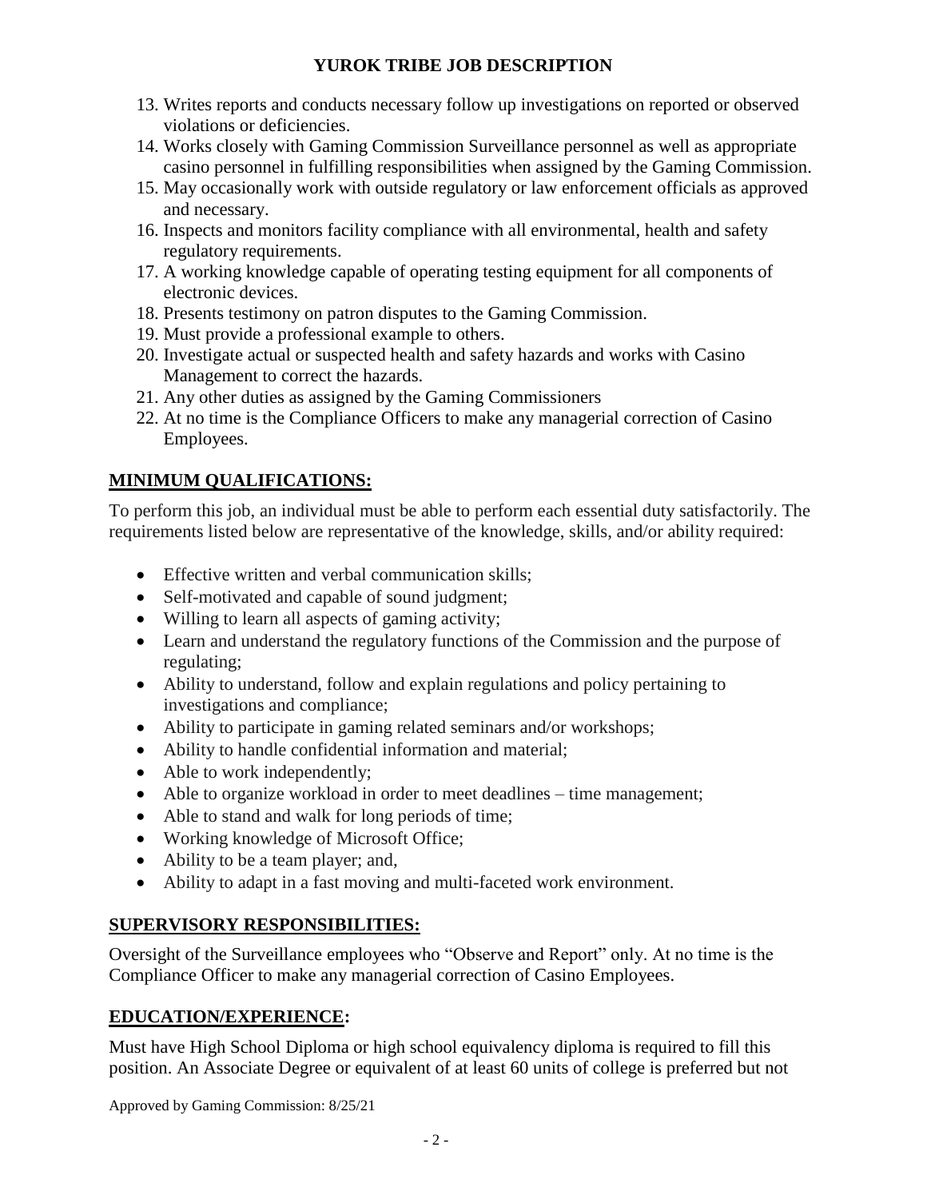13. Writes reports and conducts necessary follow up investigations on reported or observed violations or deficiencies.
14. Works closely with Gaming Commission Surveillance personnel as well as appropriate casino personnel in fulfilling responsibilities when assigned by the Gaming Commission.
15. May occasionally work with outside regulatory or law enforcement officials as approved and necessary.
16. Inspects and monitors facility compliance with all environmental, health and safety regulatory requirements.
17. A working knowledge capable of operating testing equipment for all components of electronic devices.
18. Presents testimony on patron disputes to the Gaming Commission.
19. Must provide a professional example to others.
20. Investigate actual or suspected health and safety hazards and works with Casino Management to correct the hazards.
21. Any other duties as assigned by the Gaming Commissioners
22. At no time is the Compliance Officers to make any managerial correction of Casino Employees.

## MINIMUM QUALIFICATIONS:

To perform this job, an individual must be able to perform each essential duty satisfactorily. The requirements listed below are representative of the knowledge, skills, and/or ability required:

- Effective written and verbal communication skills;
- Self-motivated and capable of sound judgment;
- Willing to learn all aspects of gaming activity;
- Learn and understand the regulatory functions of the Commission and the purpose of regulating;
- Ability to understand, follow and explain regulations and policy pertaining to investigations and compliance;
- Ability to participate in gaming related seminars and/or workshops;
- Ability to handle confidential information and material;
- Able to work independently;
- Able to organize workload in order to meet deadlines – time management;
- Able to stand and walk for long periods of time;
- Working knowledge of Microsoft Office;
- Ability to be a team player; and,
- Ability to adapt in a fast moving and multi-faceted work environment.

## SUPERVISORY RESPONSIBILITIES:

Oversight of the Surveillance employees who "Observe and Report" only. At no time is the Compliance Officer to make any managerial correction of Casino Employees.

## EDUCATION/EXPERIENCE:

Must have High School Diploma or high school equivalency diploma is required to fill this position. An Associate Degree or equivalent of at least 60 units of college is preferred but not

Approved by Gaming Commission: 8/25/21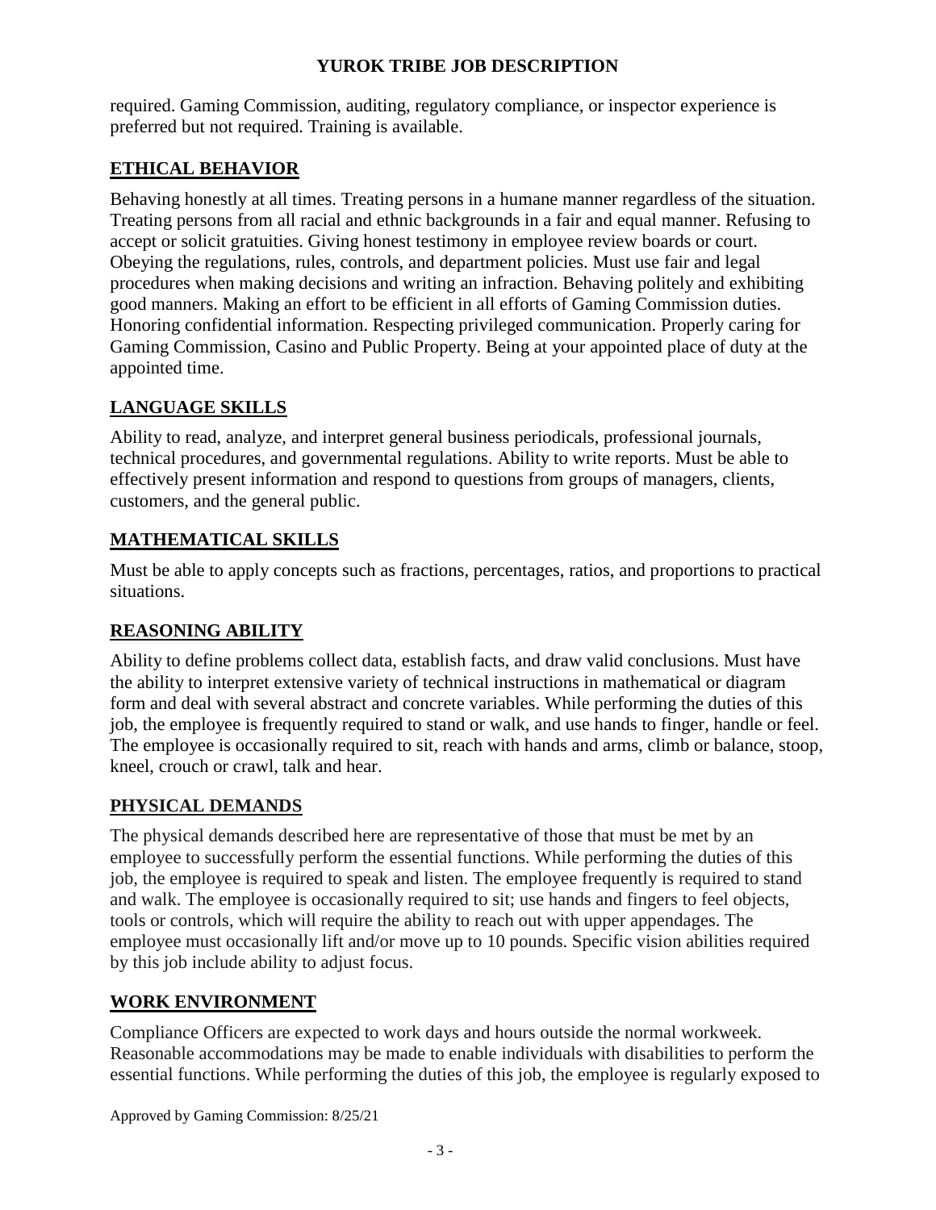required. Gaming Commission, auditing, regulatory compliance, or inspector experience is preferred but not required. Training is available.

## ETHICAL BEHAVIOR

Behaving honestly at all times. Treating persons in a humane manner regardless of the situation. Treating persons from all racial and ethnic backgrounds in a fair and equal manner. Refusing to accept or solicit gratuities. Giving honest testimony in employee review boards or court. Obeying the regulations, rules, controls, and department policies. Must use fair and legal procedures when making decisions and writing an infraction. Behaving politely and exhibiting good manners. Making an effort to be efficient in all efforts of Gaming Commission duties. Honoring confidential information. Respecting privileged communication. Properly caring for Gaming Commission, Casino and Public Property. Being at your appointed place of duty at the appointed time.

## LANGUAGE SKILLS

Ability to read, analyze, and interpret general business periodicals, professional journals, technical procedures, and governmental regulations. Ability to write reports. Must be able to effectively present information and respond to questions from groups of managers, clients, customers, and the general public.

## MATHEMATICAL SKILLS

Must be able to apply concepts such as fractions, percentages, ratios, and proportions to practical situations.

## REASONING ABILITY

Ability to define problems collect data, establish facts, and draw valid conclusions. Must have the ability to interpret extensive variety of technical instructions in mathematical or diagram form and deal with several abstract and concrete variables. While performing the duties of this job, the employee is frequently required to stand or walk, and use hands to finger, handle or feel. The employee is occasionally required to sit, reach with hands and arms, climb or balance, stoop, kneel, crouch or crawl, talk and hear.

## PHYSICAL DEMANDS

The physical demands described here are representative of those that must be met by an employee to successfully perform the essential functions. While performing the duties of this job, the employee is required to speak and listen. The employee frequently is required to stand and walk. The employee is occasionally required to sit; use hands and fingers to feel objects, tools or controls, which will require the ability to reach out with upper appendages. The employee must occasionally lift and/or move up to 10 pounds. Specific vision abilities required by this job include ability to adjust focus.

## WORK ENVIRONMENT

Compliance Officers are expected to work days and hours outside the normal workweek. Reasonable accommodations may be made to enable individuals with disabilities to perform the essential functions. While performing the duties of this job, the employee is regularly exposed to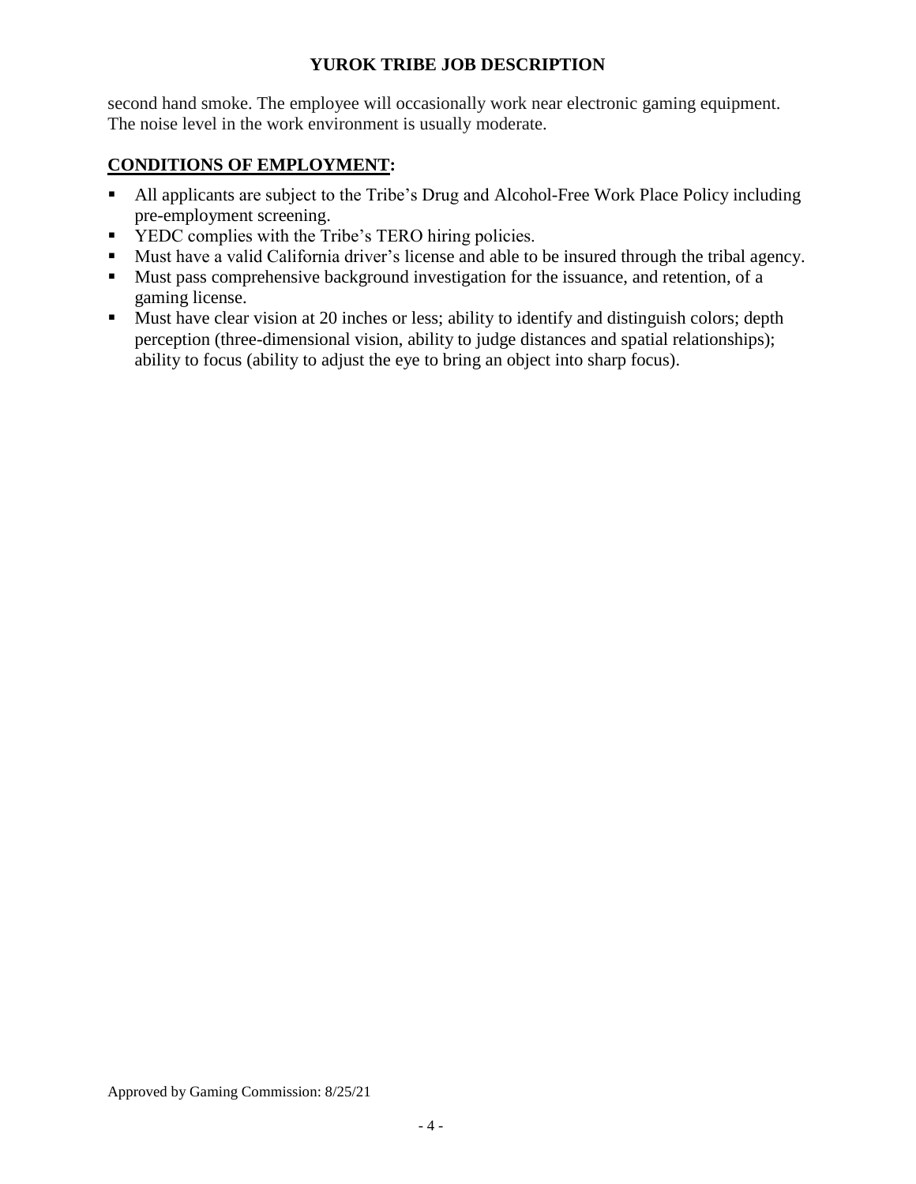second hand smoke. The employee will occasionally work near electronic gaming equipment. The noise level in the work environment is usually moderate.

## CONDITIONS OF EMPLOYMENT:

- All applicants are subject to the Tribe's Drug and Alcohol-Free Work Place Policy including pre-employment screening.
- YEDC complies with the Tribe's TERO hiring policies.
- Must have a valid California driver's license and able to be insured through the tribal agency.
- Must pass comprehensive background investigation for the issuance, and retention, of a gaming license.
- Must have clear vision at 20 inches or less; ability to identify and distinguish colors; depth perception (three-dimensional vision, ability to judge distances and spatial relationships); ability to focus (ability to adjust the eye to bring an object into sharp focus).

Approved by Gaming Commission: 8/25/21